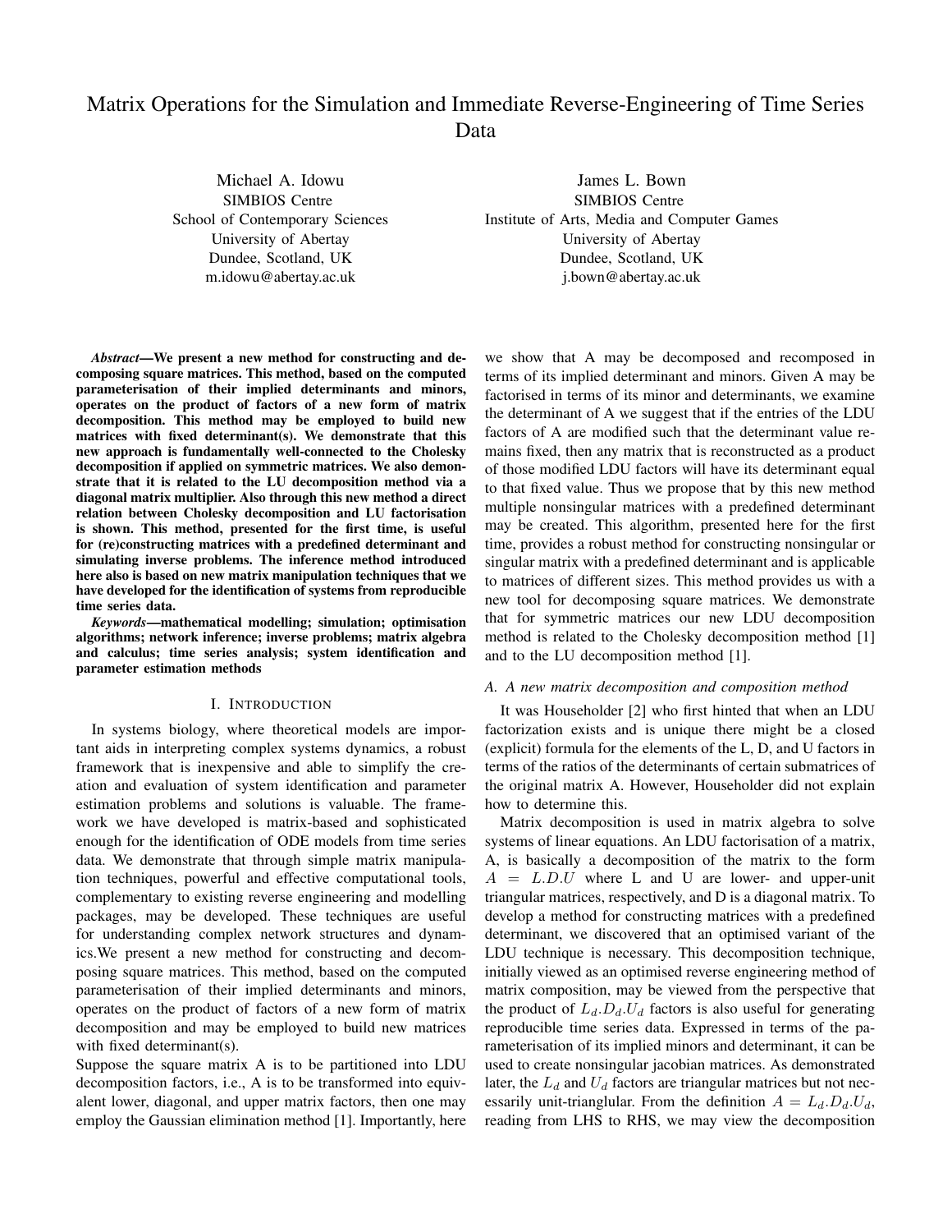# Matrix Operations for the Simulation and Immediate Reverse-Engineering of Time Series Data

Michael A. Idowu
SIMBIOS Centre
School of Contemporary Sciences
University of Abertay
Dundee, Scotland, UK
m.idowu@abertay.ac.uk

James L. Bown
SIMBIOS Centre
Institute of Arts, Media and Computer Games
University of Abertay
Dundee, Scotland, UK
j.bown@abertay.ac.uk

***Abstract*—We present a new method for constructing and decomposing square matrices. This method, based on the computed parameterisation of their implied determinants and minors, operates on the product of factors of a new form of matrix decomposition. This method may be employed to build new matrices with fixed determinant(s). We demonstrate that this new approach is fundamentally well-connected to the Cholesky decomposition if applied on symmetric matrices. We also demonstrate that it is related to the LU decomposition method via a diagonal matrix multiplier. Also through this new method a direct relation between Cholesky decomposition and LU factorisation is shown. This method, presented for the first time, is useful for (re)constructing matrices with a predefined determinant and simulating inverse problems. The inference method introduced here also is based on new matrix manipulation techniques that we have developed for the identification of systems from reproducible time series data.**

***Keywords*—mathematical modelling; simulation; optimisation algorithms; network inference; inverse problems; matrix algebra and calculus; time series analysis; system identification and parameter estimation methods**

## I. Introduction

In systems biology, where theoretical models are important aids in interpreting complex systems dynamics, a robust framework that is inexpensive and able to simplify the creation and evaluation of system identification and parameter estimation problems and solutions is valuable. The framework we have developed is matrix-based and sophisticated enough for the identification of ODE models from time series data. We demonstrate that through simple matrix manipulation techniques, powerful and effective computational tools, complementary to existing reverse engineering and modelling packages, may be developed. These techniques are useful for understanding complex network structures and dynamics.We present a new method for constructing and decomposing square matrices. This method, based on the computed parameterisation of their implied determinants and minors, operates on the product of factors of a new form of matrix decomposition and may be employed to build new matrices with fixed determinant(s).

Suppose the square matrix A is to be partitioned into LDU decomposition factors, i.e., A is to be transformed into equivalent lower, diagonal, and upper matrix factors, then one may employ the Gaussian elimination method [1]. Importantly, here we show that A may be decomposed and recomposed in terms of its implied determinant and minors. Given A may be factorised in terms of its minor and determinants, we examine the determinant of A we suggest that if the entries of the LDU factors of A are modified such that the determinant value remains fixed, then any matrix that is reconstructed as a product of those modified LDU factors will have its determinant equal to that fixed value. Thus we propose that by this new method multiple nonsingular matrices with a predefined determinant may be created. This algorithm, presented here for the first time, provides a robust method for constructing nonsingular or singular matrix with a predefined determinant and is applicable to matrices of different sizes. This method provides us with a new tool for decomposing square matrices. We demonstrate that for symmetric matrices our new LDU decomposition method is related to the Cholesky decomposition method [1] and to the LU decomposition method [1].

### A. A new matrix decomposition and composition method

It was Householder [2] who first hinted that when an LDU factorization exists and is unique there might be a closed (explicit) formula for the elements of the L, D, and U factors in terms of the ratios of the determinants of certain submatrices of the original matrix A. However, Householder did not explain how to determine this.

Matrix decomposition is used in matrix algebra to solve systems of linear equations. An LDU factorisation of a matrix, A, is basically a decomposition of the matrix to the form $A = L.D.U$ where L and U are lower- and upper-unit triangular matrices, respectively, and D is a diagonal matrix. To develop a method for constructing matrices with a predefined determinant, we discovered that an optimised variant of the LDU technique is necessary. This decomposition technique, initially viewed as an optimised reverse engineering method of matrix composition, may be viewed from the perspective that the product of $L_d.D_d.U_d$ factors is also useful for generating reproducible time series data. Expressed in terms of the parameterisation of its implied minors and determinant, it can be used to create nonsingular jacobian matrices. As demonstrated later, the $L_d$ and $U_d$ factors are triangular matrices but not necessarily unit-triangular. From the definition $A = L_d.D_d.U_d$, reading from LHS to RHS, we may view the decomposition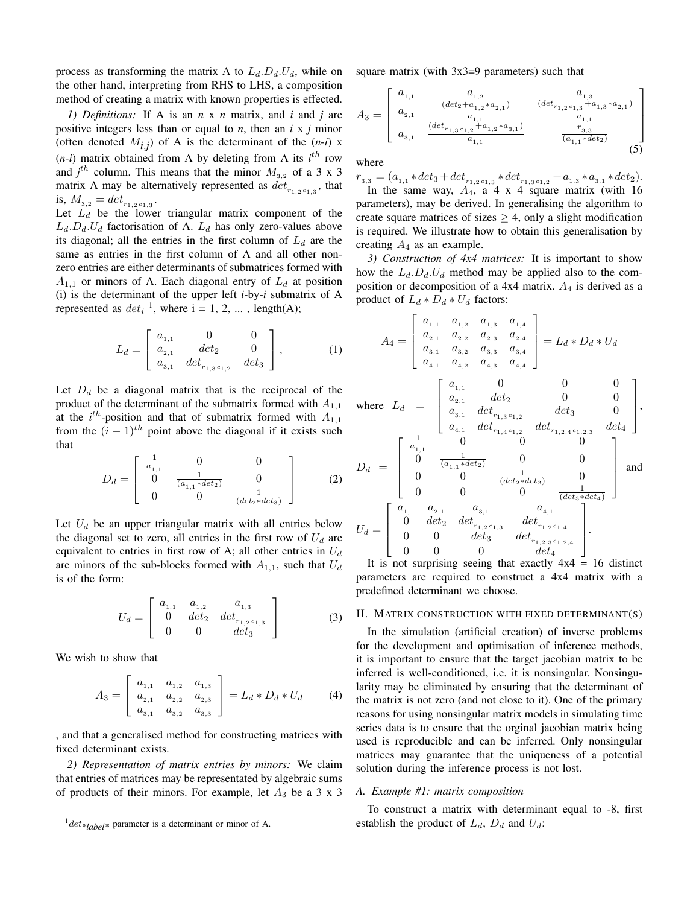process as transforming the matrix A to $L_d.D_d.U_d$, while on the other hand, interpreting from RHS to LHS, a composition method of creating a matrix with known properties is effected.

*1) Definitions:* If A is an *n* x *n* matrix, and *i* and *j* are positive integers less than or equal to *n*, then an *i* x *j* minor (often denoted $M_{ij}$) of A is the determinant of the (*n*-*i*) x (*n*-*i*) matrix obtained from A by deleting from A its $i^{th}$ row and $j^{th}$ column. This means that the minor $M_{3,2}$ of a 3 x 3 matrix A may be alternatively represented as $det_{r_{1,2}c_{1,3}}$, that is, $M_{3,2} = det_{r_{1,2}c_{1,3}}$.

Let $L_d$ be the lower triangular matrix component of the $L_d.D_d.U_d$ factorisation of A. $L_d$ has only zero-values above its diagonal; all the entries in the first column of $L_d$ are the same as entries in the first column of A and all other non-zero entries are either determinants of submatrices formed with $A_{1,1}$ or minors of A. Each diagonal entry of $L_d$ at position (i) is the determinant of the upper left *i*-by-*i* submatrix of A represented as $det_i$ [1], where i = 1, 2, ... , length(A);

$$L_d = \begin{bmatrix} a_{1,1} & 0 & 0 \\ a_{2,1} & det_2 & 0 \\ a_{3,1} & det_{r_{1,3}c_{1,2}} & det_3 \end{bmatrix}, \tag{1}$$

Let $D_d$ be a diagonal matrix that is the reciprocal of the product of the determinant of the submatrix formed with $A_{1,1}$ at the $i^{th}$-position and that of submatrix formed with $A_{1,1}$ from the $(i-1)^{th}$ point above the diagonal if it exists such that

$$D_d = \begin{bmatrix} \frac{1}{a_{1,1}} & 0 & 0 \\ 0 & \frac{1}{(a_{1,1}*det_2)} & 0 \\ 0 & 0 & \frac{1}{(det_2*det_3)} \end{bmatrix} \tag{2}$$

Let $U_d$ be an upper triangular matrix with all entries below the diagonal set to zero, all entries in the first row of $U_d$ are equivalent to entries in first row of A; all other entries in $U_d$ are minors of the sub-blocks formed with $A_{1,1}$, such that $U_d$ is of the form:

$$U_d = \begin{bmatrix} a_{1,1} & a_{1,2} & a_{1,3} \\ 0 & det_2 & det_{r_{1,2}c_{1,3}} \\ 0 & 0 & det_3 \end{bmatrix} \tag{3}$$

We wish to show that

$$A_3 = \begin{bmatrix} a_{1,1} & a_{1,2} & a_{1,3} \\ a_{2,1} & a_{2,2} & a_{2,3} \\ a_{3,1} & a_{3,2} & a_{3,3} \end{bmatrix} = L_d * D_d * U_d \tag{4}$$

, and that a generalised method for constructing matrices with fixed determinant exists.

*2) Representation of matrix entries by minors:* We claim that entries of matrices may be representated by algebraic sums of products of their minors. For example, let $A_3$ be a 3 x 3 square matrix (with 3x3=9 parameters) such that

$$A_3 = \begin{bmatrix} a_{1,1} & a_{1,2} & a_{1,3} \\ a_{2,1} & \frac{(det_2 + a_{1,2}*a_{2,1})}{a_{1,1}} & \frac{(det_{r_{1,2}c_{1,3}} + a_{1,3}*a_{2,1})}{a_{1,1}} \\ a_{3,1} & \frac{(det_{r_{1,3}c_{1,2}} + a_{1,2}*a_{3,1})}{a_{1,1}} & \frac{r_{3,3}}{(a_{1,1}*det_2)} \end{bmatrix} \tag{5}$$

where

$r_{3,3} = (a_{1,1} * det_3 + det_{r_{1,2}c_{1,3}} * det_{r_{1,3}c_{1,2}} + a_{1,3} * a_{3,1} * det_2)$.

In the same way, $A_4$, a 4 x 4 square matrix (with 16 parameters), may be derived. In generalising the algorithm to create square matrices of sizes $\geq 4$, only a slight modification is required. We illustrate how to obtain this generalisation by creating $A_4$ as an example.

*3) Construction of 4x4 matrices:* It is important to show how the $L_d.D_d.U_d$ method may be applied also to the composition or decomposition of a 4x4 matrix. $A_4$ is derived as a product of $L_d * D_d * U_d$ factors:

$$A_4 = \begin{bmatrix} a_{1,1} & a_{1,2} & a_{1,3} & a_{1,4} \\ a_{2,1} & a_{2,2} & a_{2,3} & a_{2,4} \\ a_{3,1} & a_{3,2} & a_{3,3} & a_{3,4} \\ a_{4,1} & a_{4,2} & a_{4,3} & a_{4,4} \end{bmatrix} = L_d * D_d * U_d$$

where $L_d = \begin{bmatrix} a_{1,1} & 0 & 0 & 0 \\ a_{2,1} & det_2 & 0 & 0 \\ a_{3,1} & det_{r_{1,3}c_{1,2}} & det_3 & 0 \\ a_{4,1} & det_{r_{1,4}c_{1,2}} & det_{r_{1,2,4}c_{1,2,3}} & det_4 \end{bmatrix}$,

$D_d = \begin{bmatrix} \frac{1}{a_{1,1}} & 0 & 0 & 0 \\ 0 & \frac{1}{(a_{1,1}*det_2)} & 0 & 0 \\ 0 & 0 & \frac{1}{(det_2*det_3)} & 0 \\ 0 & 0 & 0 & \frac{1}{(det_3*det_4)} \end{bmatrix}$ and

$U_d = \begin{bmatrix} a_{1,1} & a_{2,1} & a_{3,1} & a_{4,1} \\ 0 & det_2 & det_{r_{1,2}c_{1,3}} & det_{r_{1,2}c_{1,4}} \\ 0 & 0 & det_3 & det_{r_{1,2,3}c_{1,2,4}} \\ 0 & 0 & 0 & det_4 \end{bmatrix}$.

It is not surprising seeing that exactly 4x4 = 16 distinct parameters are required to construct a 4x4 matrix with a predefined determinant we choose.

## II. Matrix construction with fixed determinant(s)

In the simulation (artificial creation) of inverse problems for the development and optimisation of inference methods, it is important to ensure that the target jacobian matrix to be inferred is well-conditioned, i.e. it is nonsingular. Nonsingularity may be eliminated by ensuring that the determinant of the matrix is not zero (and not close to it). One of the primary reasons for using nonsingular matrix models in simulating time series data is to ensure that the orginal jacobian matrix being used is reproducible and can be inferred. Only nonsingular matrices may guarantee that the uniqueness of a potential solution during the inference process is not lost.

### A. Example #1: matrix composition

To construct a matrix with determinant equal to -8, first establish the product of $L_d$, $D_d$ and $U_d$:

[1] $det_{*label*}$ parameter is a determinant or minor of A.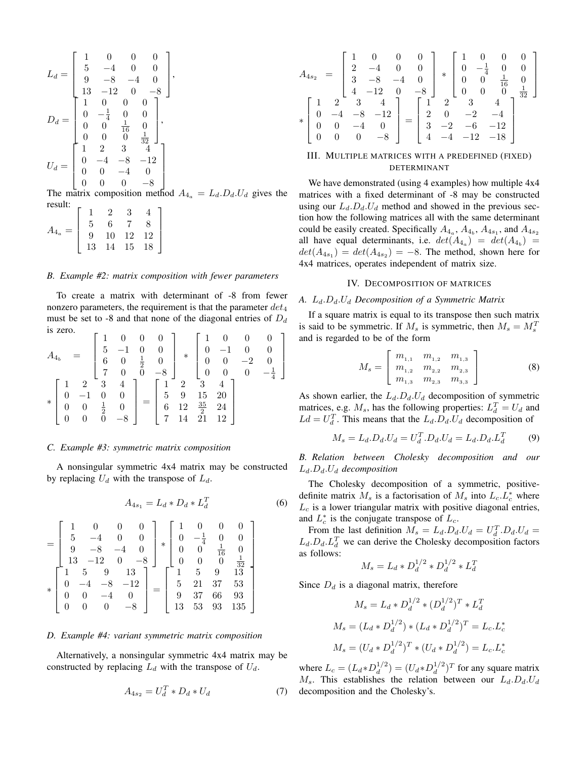$$L_d = \begin{bmatrix} 1 & 0 & 0 & 0 \\ 5 & -4 & 0 & 0 \\ 9 & -8 & -4 & 0 \\ 13 & -12 & 0 & -8 \end{bmatrix},$$

$$D_d = \begin{bmatrix} 1 & 0 & 0 & 0 \\ 0 & -\frac{1}{4} & 0 & 0 \\ 0 & 0 & \frac{1}{16} & 0 \\ 0 & 0 & 0 & \frac{1}{32} \end{bmatrix},$$

$$U_d = \begin{bmatrix} 1 & 2 & 3 & 4 \\ 0 & -4 & -8 & -12 \\ 0 & 0 & -4 & 0 \\ 0 & 0 & 0 & -8 \end{bmatrix}$$

The matrix composition method $A_{4_a} = L_d.D_d.U_d$ gives the result:

$$A_{4_a} = \begin{bmatrix} 1 & 2 & 3 & 4 \\ 5 & 6 & 7 & 8 \\ 9 & 10 & 12 & 12 \\ 13 & 14 & 15 & 18 \end{bmatrix}$$

### *B. Example #2: matrix composition with fewer parameters*

To create a matrix with determinant of -8 from fewer nonzero parameters, the requirement is that the parameter $det_4$ must be set to -8 and that none of the diagonal entries of $D_d$ is zero.

$$A_{4_b} = \begin{bmatrix} 1 & 0 & 0 & 0 \\ 5 & -1 & 0 & 0 \\ 6 & 0 & \frac{1}{2} & 0 \\ 7 & 0 & 0 & -8 \end{bmatrix} * \begin{bmatrix} 1 & 0 & 0 & 0 \\ 0 & -1 & 0 & 0 \\ 0 & 0 & -2 & 0 \\ 0 & 0 & 0 & -\frac{1}{4} \end{bmatrix}$$
$$* \begin{bmatrix} 1 & 2 & 3 & 4 \\ 0 & -1 & 0 & 0 \\ 0 & 0 & \frac{1}{2} & 0 \\ 0 & 0 & 0 & -8 \end{bmatrix} = \begin{bmatrix} 1 & 2 & 3 & 4 \\ 5 & 9 & 15 & 20 \\ 6 & 12 & \frac{35}{2} & 24 \\ 7 & 14 & 21 & 12 \end{bmatrix}$$

### *C. Example #3: symmetric matrix composition*

A nonsingular symmetric 4x4 matrix may be constructed by replacing $U_d$ with the transpose of $L_d$.

$$A_{4s_1} = L_d * D_d * L_d^T \tag{6}$$

$$= \begin{bmatrix} 1 & 0 & 0 & 0 \\ 5 & -4 & 0 & 0 \\ 9 & -8 & -4 & 0 \\ 13 & -12 & 0 & -8 \end{bmatrix} * \begin{bmatrix} 1 & 0 & 0 & 0 \\ 0 & -\frac{1}{4} & 0 & 0 \\ 0 & 0 & \frac{1}{16} & 0 \\ 0 & 0 & 0 & \frac{1}{32} \end{bmatrix}$$
$$* \begin{bmatrix} 1 & 5 & 9 & 13 \\ 0 & -4 & -8 & -12 \\ 0 & 0 & -4 & 0 \\ 0 & 0 & 0 & -8 \end{bmatrix} = \begin{bmatrix} 1 & 5 & 9 & 13 \\ 5 & 21 & 37 & 53 \\ 9 & 37 & 66 & 93 \\ 13 & 53 & 93 & 135 \end{bmatrix}$$

### *D. Example #4: variant symmetric matrix composition*

Alternatively, a nonsingular symmetric 4x4 matrix may be constructed by replacing $L_d$ with the transpose of $U_d$.

$$A_{4s_2} = U_d^T * D_d * U_d \tag{7}$$

$$A_{4s_2} = \begin{bmatrix} 1 & 0 & 0 & 0 \\ 2 & -4 & 0 & 0 \\ 3 & -8 & -4 & 0 \\ 4 & -12 & 0 & -8 \end{bmatrix} * \begin{bmatrix} 1 & 0 & 0 & 0 \\ 0 & -\frac{1}{4} & 0 & 0 \\ 0 & 0 & \frac{1}{16} & 0 \\ 0 & 0 & 0 & \frac{1}{32} \end{bmatrix}$$
$$* \begin{bmatrix} 1 & 2 & 3 & 4 \\ 0 & -4 & -8 & -12 \\ 0 & 0 & -4 & 0 \\ 0 & 0 & 0 & -8 \end{bmatrix} = \begin{bmatrix} 1 & 2 & 3 & 4 \\ 2 & 0 & -2 & -4 \\ 3 & -2 & -6 & -12 \\ 4 & -4 & -12 & -18 \end{bmatrix}$$

## III. Multiple matrices with a predefined (fixed) determinant

We have demonstrated (using 4 examples) how multiple 4x4 matrices with a fixed determinant of -8 may be constructed using our $L_d.D_d.U_d$ method and showed in the previous section how the following matrices all with the same determinant could be easily created. Specifically $A_{4_a}$, $A_{4_b}$, $A_{4s_1}$, and $A_{4s_2}$ all have equal determinants, i.e. $det(A_{4_a}) = det(A_{4_b}) = det(A_{4s_1}) = det(A_{4s_2}) = -8$. The method, shown here for 4x4 matrices, operates independent of matrix size.

## IV. Decomposition of matrices

### *A. $L_d.D_d.U_d$ Decomposition of a Symmetric Matrix*

If a square matrix is equal to its transpose then such matrix is said to be symmetric. If $M_s$ is symmetric, then $M_s = M_s^T$ and is regarded to be of the form

$$M_s = \begin{bmatrix} m_{1,1} & m_{1,2} & m_{1,3} \\ m_{1,2} & m_{2,2} & m_{2,3} \\ m_{1,3} & m_{2,3} & m_{3,3} \end{bmatrix} \tag{8}$$

As shown earlier, the $L_d.D_d.U_d$ decomposition of symmetric matrices, e.g. $M_s$, has the following properties: $L_d^T = U_d$ and $Ld = U_d^T$. This means that the $L_d.D_d.U_d$ decomposition of

$$M_s = L_d.D_d.U_d = U_d^T.D_d.U_d = L_d.D_d.L_d^T \tag{9}$$

### *B. Relation between Cholesky decomposition and our $L_d.D_d.U_d$ decomposition*

The Cholesky decomposition of a symmetric, positive-definite matrix $M_s$ is a factorisation of $M_s$ into $L_c.L_c^*$ where $L_c$ is a lower triangular matrix with positive diagonal entries, and $L_c^*$ is the conjugate transpose of $L_c$.

From the last definition $M_s = L_d.D_d.U_d = U_d^T.D_d.U_d = L_d.D_d.L_d^T$ we can derive the Cholesky decomposition factors as follows:

$$M_s = L_d * D_d^{1/2} * D_d^{1/2} * L_d^T$$

Since $D_d$ is a diagonal matrix, therefore

$$M_s = L_d * D_d^{1/2} * (D_d^{1/2})^T * L_d^T$$

$$M_s = (L_d * D_d^{1/2}) * (L_d * D_d^{1/2})^T = L_c.L_c^*$$

$$M_s = (U_d * D_d^{1/2})^T * (U_d * D_d^{1/2}) = L_c.L_c^*$$

where $L_c = (L_d * D_d^{1/2}) = (U_d * D_d^{1/2})^T$ for any square matrix $M_s$. This establishes the relation between our $L_d.D_d.U_d$ decomposition and the Cholesky's.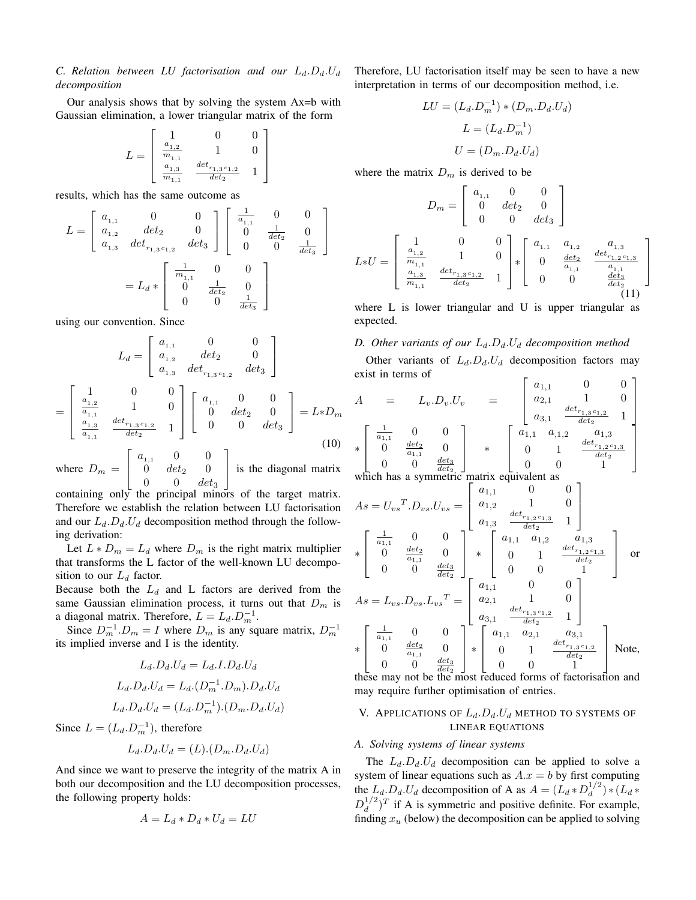### C. Relation between LU factorisation and our $L_d.D_d.U_d$ decomposition

Our analysis shows that by solving the system Ax=b with Gaussian elimination, a lower triangular matrix of the form

$$L = \begin{bmatrix} 1 & 0 & 0 \\ \frac{a_{1,2}}{m_{1,1}} & 1 & 0 \\ \frac{a_{1,3}}{m_{1,1}} & \frac{det_{r_{1,3}c_{1,2}}}{det_2} & 1 \end{bmatrix}$$

results, which has the same outcome as

$$L = \begin{bmatrix} a_{1,1} & 0 & 0 \\ a_{1,2} & det_2 & 0 \\ a_{1,3} & det_{r_{1,3}c_{1,2}} & det_3 \end{bmatrix} \begin{bmatrix} \frac{1}{a_{1,1}} & 0 & 0 \\ 0 & \frac{1}{det_2} & 0 \\ 0 & 0 & \frac{1}{det_3} \end{bmatrix}$$

$$= L_d * \begin{bmatrix} \frac{1}{m_{1,1}} & 0 & 0 \\ 0 & \frac{1}{det_2} & 0 \\ 0 & 0 & \frac{1}{det_3} \end{bmatrix}$$

using our convention. Since

$$L_d = \begin{bmatrix} a_{1,1} & 0 & 0 \\ a_{1,2} & det_2 & 0 \\ a_{1,3} & det_{r_{1,3}c_{1,2}} & det_3 \end{bmatrix}$$

$$= \begin{bmatrix} 1 & 0 & 0 \\ \frac{a_{1,2}}{a_{1,1}} & 1 & 0 \\ \frac{a_{1,3}}{a_{1,1}} & \frac{det_{r_{1,3}c_{1,2}}}{det_2} & 1 \end{bmatrix} \begin{bmatrix} a_{1,1} & 0 & 0 \\ 0 & det_2 & 0 \\ 0 & 0 & det_3 \end{bmatrix} = L*D_m \quad (10)$$

where $D_m = \begin{bmatrix} a_{1,1} & 0 & 0 \\ 0 & det_2 & 0 \\ 0 & 0 & det_3 \end{bmatrix}$ is the diagonal matrix containing only the principal minors of the target matrix. Therefore we establish the relation between LU factorisation and our $L_d.D_d.U_d$ decomposition method through the following derivation:

Let $L * D_m = L_d$ where $D_m$ is the right matrix multiplier that transforms the L factor of the well-known LU decomposition to our $L_d$ factor.

Because both the $L_d$ and L factors are derived from the same Gaussian elimination process, it turns out that $D_m$ is a diagonal matrix. Therefore, $L = L_d.D_m^{-1}$.

Since $D_m^{-1}.D_m = I$ where $D_m$ is any square matrix, $D_m^{-1}$ its implied inverse and I is the identity.

$$L_d.D_d.U_d = L_d.I.D_d.U_d$$

$$L_d.D_d.U_d = L_d.(D_m^{-1}.D_m).D_d.U_d$$

$$L_d.D_d.U_d = (L_d.D_m^{-1}).(D_m.D_d.U_d)$$

Since $L = (L_d.D_m^{-1})$, therefore

$$L_d.D_d.U_d = (L).(D_m.D_d.U_d)$$

And since we want to preserve the integrity of the matrix A in both our decomposition and the LU decomposition processes, the following property holds:

$$A = L_d * D_d * U_d = LU$$

Therefore, LU factorisation itself may be seen to have a new interpretation in terms of our decomposition method, i.e.

$$LU = (L_d.D_m^{-1}) * (D_m.D_d.U_d)$$

$$L = (L_d.D_m^{-1})$$

$$U = (D_m.D_d.U_d)$$

where the matrix $D_m$ is derived to be

$$D_m = \begin{bmatrix} a_{1,1} & 0 & 0 \\ 0 & det_2 & 0 \\ 0 & 0 & det_3 \end{bmatrix}$$

$$L*U = \begin{bmatrix} 1 & 0 & 0 \\ \frac{a_{1,2}}{m_{1,1}} & 1 & 0 \\ \frac{a_{1,3}}{m_{1,1}} & \frac{det_{r_{1,3}c_{1,2}}}{det_2} & 1 \end{bmatrix} * \begin{bmatrix} a_{1,1} & a_{1,2} & a_{1,3} \\ 0 & \frac{det_2}{a_{1,1}} & \frac{det_{r_{1,2}c_{1,3}}}{a_{1,1}} \\ 0 & 0 & \frac{det_3}{det_2} \end{bmatrix} \quad (11)$$

where L is lower triangular and U is upper triangular as expected.

### D. Other variants of our $L_d.D_d.U_d$ decomposition method

Other variants of $L_d.D_d.U_d$ decomposition factors may exist in terms of

$$A = L_v.D_v.U_v = \begin{bmatrix} a_{1,1} & 0 & 0 \\ a_{2,1} & 1 & 0 \\ a_{3,1} & \frac{det_{r_{1,3}c_{1,2}}}{det_2} & 1 \end{bmatrix} * \begin{bmatrix} \frac{1}{a_{1,1}} & 0 & 0 \\ 0 & \frac{det_2}{a_{1,1}} & 0 \\ 0 & 0 & \frac{det_3}{det_2} \end{bmatrix} * \begin{bmatrix} a_{1,1} & a_{1,2} & a_{1,3} \\ 0 & 1 & \frac{det_{r_{1,2}c_{1,3}}}{det_2} \\ 0 & 0 & 1 \end{bmatrix}$$

which has a symmetric matrix equivalent as

$$As = {U_{vs}}^T.D_{vs}.U_{vs} = \begin{bmatrix} a_{1,1} & 0 & 0 \\ a_{1,2} & 1 & 0 \\ a_{1,3} & \frac{det_{r_{1,2}c_{1,3}}}{det_2} & 1 \end{bmatrix} * \begin{bmatrix} \frac{1}{a_{1,1}} & 0 & 0 \\ 0 & \frac{det_2}{a_{1,1}} & 0 \\ 0 & 0 & \frac{det_3}{det_2} \end{bmatrix} * \begin{bmatrix} a_{1,1} & a_{1,2} & a_{1,3} \\ 0 & 1 & \frac{det_{r_{1,2}c_{1,3}}}{det_2} \\ 0 & 0 & 1 \end{bmatrix} \text{ or}$$

$$As = L_{vs}.D_{vs}.{L_{vs}}^T = \begin{bmatrix} a_{1,1} & 0 & 0 \\ a_{2,1} & 1 & 0 \\ a_{3,1} & \frac{det_{r_{1,3}c_{1,2}}}{det_2} & 1 \end{bmatrix} * \begin{bmatrix} \frac{1}{a_{1,1}} & 0 & 0 \\ 0 & \frac{det_2}{a_{1,1}} & 0 \\ 0 & 0 & \frac{det_3}{det_2} \end{bmatrix} * \begin{bmatrix} a_{1,1} & a_{2,1} & a_{3,1} \\ 0 & 1 & \frac{det_{r_{1,3}c_{1,2}}}{det_2} \\ 0 & 0 & 1 \end{bmatrix}$$

Note, these may not be the most reduced forms of factorisation and may require further optimisation of entries.

## V. Applications of $L_d.D_d.U_d$ method to systems of linear equations

### A. Solving systems of linear systems

The $L_d.D_d.U_d$ decomposition can be applied to solve a system of linear equations such as $A.x = b$ by first computing the $L_d.D_d.U_d$ decomposition of A as $A = (L_d * D_d^{1/2}) * (L_d * D_d^{1/2})^T$ if A is symmetric and positive definite. For example, finding $x_u$ (below) the decomposition can be applied to solving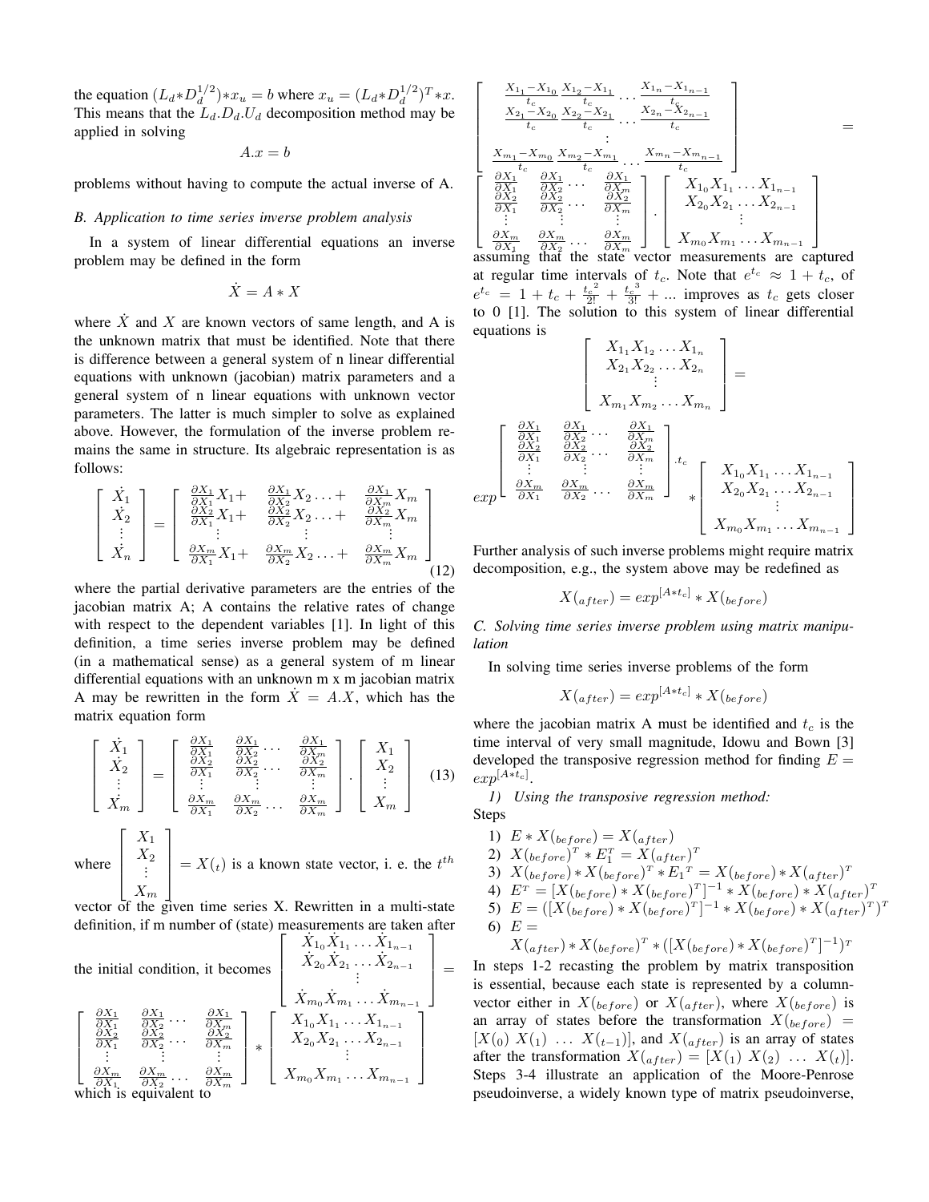the equation $(L_d * D_d^{1/2}) * x_u = b$ where $x_u = (L_d * D_d^{1/2})^T * x$. This means that the $L_d.D_d.U_d$ decomposition method may be applied in solving

$$A.x = b$$

problems without having to compute the actual inverse of A.

### B. Application to time series inverse problem analysis

In a system of linear differential equations an inverse problem may be defined in the form

$$\dot{X} = A * X$$

where $\dot{X}$ and $X$ are known vectors of same length, and A is the unknown matrix that must be identified. Note that there is difference between a general system of n linear differential equations with unknown (jacobian) matrix parameters and a general system of n linear equations with unknown vector parameters. The latter is much simpler to solve as explained above. However, the formulation of the inverse problem remains the same in structure. Its algebraic representation is as follows:

$$\begin{bmatrix} \dot{X_1} \\ \dot{X_2} \\ \vdots \\ \dot{X_n} \end{bmatrix} = \begin{bmatrix} \frac{\partial X_1}{\partial X_1}X_1 + & \frac{\partial X_1}{\partial X_2}X_2 \ldots + & \frac{\partial X_1}{\partial X_m}X_m \\ \frac{\partial X_2}{\partial X_1}X_1 + & \frac{\partial X_2}{\partial X_2}X_2 \ldots + & \frac{\partial X_2}{\partial X_m}X_m \\ \vdots & \vdots & \vdots \\ \frac{\partial X_m}{\partial X_1}X_1 + & \frac{\partial X_m}{\partial X_2}X_2 \ldots + & \frac{\partial X_m}{\partial X_m}X_m \end{bmatrix} \quad (12)$$

where the partial derivative parameters are the entries of the jacobian matrix A; A contains the relative rates of change with respect to the dependent variables [1]. In light of this definition, a time series inverse problem may be defined (in a mathematical sense) as a general system of m linear differential equations with an unknown m x m jacobian matrix A may be rewritten in the form $\dot{X} = A.X$, which has the matrix equation form

$$\begin{bmatrix} \dot{X_1} \\ \dot{X_2} \\ \vdots \\ \dot{X_m} \end{bmatrix} = \begin{bmatrix} \frac{\partial X_1}{\partial X_1} & \frac{\partial X_1}{\partial X_2} \ldots & \frac{\partial X_1}{\partial X_m} \\ \frac{\partial X_2}{\partial X_1} & \frac{\partial X_2}{\partial X_2} \ldots & \frac{\partial X_2}{\partial X_m} \\ \vdots & \vdots & \vdots \\ \frac{\partial X_m}{\partial X_1} & \frac{\partial X_m}{\partial X_2} \ldots & \frac{\partial X_m}{\partial X_m} \end{bmatrix} . \begin{bmatrix} X_1 \\ X_2 \\ \vdots \\ X_m \end{bmatrix} \quad (13)$$

where $\begin{bmatrix} X_1 \\ X_2 \\ \vdots \\ X_m \end{bmatrix} = X_{(t)}$ is a known state vector, i. e. the $t^{th}$ vector of the given time series X. Rewritten in a multi-state definition, if m number of (state) measurements are taken after the initial condition, it becomes

$$\begin{bmatrix} \dot{X}_{1_0}\dot{X}_{1_1}\ldots\dot{X}_{1_{n-1}} \\ \dot{X}_{2_0}\dot{X}_{2_1}\ldots\dot{X}_{2_{n-1}} \\ \vdots \\ \dot{X}_{m_0}\dot{X}_{m_1}\ldots\dot{X}_{m_{n-1}} \end{bmatrix} = \begin{bmatrix} \frac{\partial X_1}{\partial X_1} & \frac{\partial X_1}{\partial X_2} \ldots & \frac{\partial X_1}{\partial X_m} \\ \frac{\partial X_2}{\partial X_1} & \frac{\partial X_2}{\partial X_2} \ldots & \frac{\partial X_2}{\partial X_m} \\ \vdots & \vdots & \vdots \\ \frac{\partial X_m}{\partial X_1} & \frac{\partial X_m}{\partial X_2} \ldots & \frac{\partial X_m}{\partial X_m} \end{bmatrix} * \begin{bmatrix} X_{1_0}X_{1_1}\ldots X_{1_{n-1}} \\ X_{2_0}X_{2_1}\ldots X_{2_{n-1}} \\ \vdots \\ X_{m_0}X_{m_1}\ldots X_{m_{n-1}} \end{bmatrix}$$

which is equivalent to

$$\begin{bmatrix} \frac{X_{1_1}-X_{1_0}}{t_c}\frac{X_{1_2}-X_{1_1}}{t_c}\ldots\frac{X_{1_n}-X_{1_{n-1}}}{t_c} \\ \frac{X_{2_1}-X_{2_0}}{t_c}\frac{X_{2_2}-X_{2_1}}{t_c}\ldots\frac{X_{2_n}-X_{2_{n-1}}}{t_c} \\ \vdots \\ \frac{X_{m_1}-X_{m_0}}{t_c}\frac{X_{m_2}-X_{m_1}}{t_c}\ldots\frac{X_{m_n}-X_{m_{n-1}}}{t_c} \end{bmatrix} = \begin{bmatrix} \frac{\partial X_1}{\partial X_1} & \frac{\partial X_1}{\partial X_2} \ldots & \frac{\partial X_1}{\partial X_m} \\ \frac{\partial X_2}{\partial X_1} & \frac{\partial X_2}{\partial X_2} \ldots & \frac{\partial X_2}{\partial X_m} \\ \vdots & \vdots & \vdots \\ \frac{\partial X_m}{\partial X_1} & \frac{\partial X_m}{\partial X_2} \ldots & \frac{\partial X_m}{\partial X_m} \end{bmatrix} . \begin{bmatrix} X_{1_0}X_{1_1}\ldots X_{1_{n-1}} \\ X_{2_0}X_{2_1}\ldots X_{2_{n-1}} \\ \vdots \\ X_{m_0}X_{m_1}\ldots X_{m_{n-1}} \end{bmatrix}$$

assuming that the state vector measurements are captured at regular time intervals of $t_c$. Note that $e^{t_c} \approx 1 + t_c$, of $e^{t_c} = 1 + t_c + \frac{t_c^2}{2!} + \frac{t_c^3}{3!} + \ldots$ improves as $t_c$ gets closer to 0 [1]. The solution to this system of linear differential equations is

$$\begin{bmatrix} X_{1_1}X_{1_2}\ldots X_{1_n} \\ X_{2_1}X_{2_2}\ldots X_{2_n} \\ \vdots \\ X_{m_1}X_{m_2}\ldots X_{m_n} \end{bmatrix} = exp^{\begin{bmatrix} \frac{\partial X_1}{\partial X_1} & \frac{\partial X_1}{\partial X_2} \ldots & \frac{\partial X_1}{\partial X_m} \\ \frac{\partial X_2}{\partial X_1} & \frac{\partial X_2}{\partial X_2} \ldots & \frac{\partial X_2}{\partial X_m} \\ \vdots & \vdots & \vdots \\ \frac{\partial X_m}{\partial X_1} & \frac{\partial X_m}{\partial X_2} \ldots & \frac{\partial X_m}{\partial X_m} \end{bmatrix} .t_c} * \begin{bmatrix} X_{1_0}X_{1_1}\ldots X_{1_{n-1}} \\ X_{2_0}X_{2_1}\ldots X_{2_{n-1}} \\ \vdots \\ X_{m_0}X_{m_1}\ldots X_{m_{n-1}} \end{bmatrix}$$

Further analysis of such inverse problems might require matrix decomposition, e.g., the system above may be redefined as

$$X_{(after)} = exp^{[A*t_c]} * X_{(before)}$$

### C. Solving time series inverse problem using matrix manipulation

In solving time series inverse problems of the form

$$X_{(after)} = exp^{[A*t_c]} * X_{(before)}$$

where the jacobian matrix A must be identified and $t_c$ is the time interval of very small magnitude, Idowu and Bown [3] developed the transposive regression method for finding $E = exp^{[A*t_c]}$.

#### 1) Using the transposive regression method:

Steps

1) $E * X_{(before)} = X_{(after)}$
2) $X_{(before)}^T * E_1^T = X_{(after)}^T$
3) $X_{(before)} * X_{(before)}^T * E_1{}^T = X_{(before)} * X_{(after)}^T$
4) $E^T = [X_{(before)} * X_{(before)}^T]^{-1} * X_{(before)} * X_{(after)}^T$
5) $E = ([X_{(before)} * X_{(before)}^T]^{-1} * X_{(before)} * X_{(after)}^T)^T$
6) $E = X_{(after)} * X_{(before)}^T * ([X_{(before)} * X_{(before)}^T]^{-1})^T$

In steps 1-2 recasting the problem by matrix transposition is essential, because each state is represented by a column-vector either in $X_{(before)}$ or $X_{(after)}$, where $X_{(before)}$ is an array of states before the transformation $X_{(before)} = [X_{(0)}\ X_{(1)}\ \ldots\ X_{(t-1)}]$, and $X_{(after)}$ is an array of states after the transformation $X_{(after)} = [X_{(1)}\ X_{(2)}\ \ldots\ X_{(t)}]$. Steps 3-4 illustrate an application of the Moore-Penrose pseudoinverse, a widely known type of matrix pseudoinverse,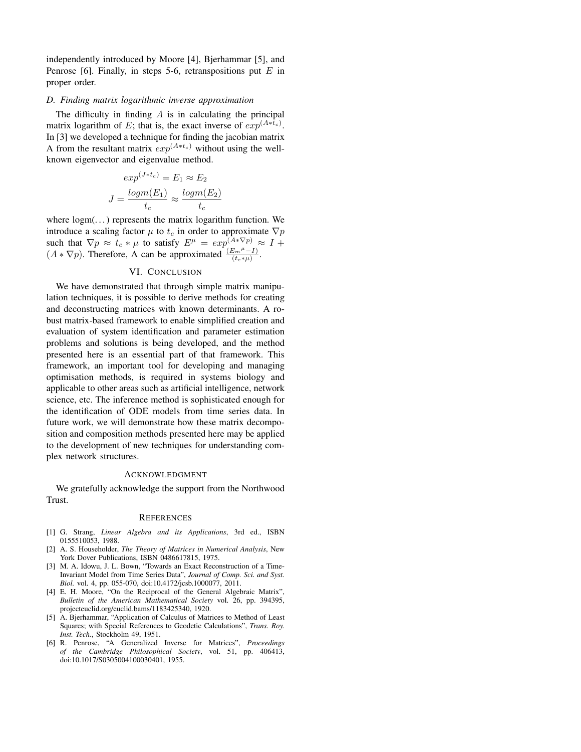independently introduced by Moore [4], Bjerhammar [5], and Penrose [6]. Finally, in steps 5-6, retranspositions put $E$ in proper order.

### D. Finding matrix logarithmic inverse approximation

The difficulty in finding $A$ is in calculating the principal matrix logarithm of $E$; that is, the exact inverse of $exp^{(A*t_c)}$. In [3] we developed a technique for finding the jacobian matrix A from the resultant matrix $exp^{(A*t_c)}$ without using the well-known eigenvector and eigenvalue method.

$$exp^{(J*t_c)} = E_1 \approx E_2$$

$$J = \frac{logm(E_1)}{t_c} \approx \frac{logm(E_2)}{t_c}$$

where logm(...) represents the matrix logarithm function. We introduce a scaling factor $\mu$ to $t_c$ in order to approximate $\nabla p$ such that $\nabla p \approx t_c * \mu$ to satisfy $E^{\mu} = exp^{(A*\nabla p)} \approx I + (A * \nabla p)$. Therefore, A can be approximated $\frac{(E_m{}^{\mu} - I)}{(t_c*\mu)}$.

## VI. Conclusion

We have demonstrated that through simple matrix manipulation techniques, it is possible to derive methods for creating and deconstructing matrices with known determinants. A robust matrix-based framework to enable simplified creation and evaluation of system identification and parameter estimation problems and solutions is being developed, and the method presented here is an essential part of that framework. This framework, an important tool for developing and managing optimisation methods, is required in systems biology and applicable to other areas such as artificial intelligence, network science, etc. The inference method is sophisticated enough for the identification of ODE models from time series data. In future work, we will demonstrate how these matrix decomposition and composition methods presented here may be applied to the development of new techniques for understanding complex network structures.

## Acknowledgment

We gratefully acknowledge the support from the Northwood Trust.

## References

[1] G. Strang, *Linear Algebra and its Applications*, 3rd ed., ISBN 0155510053, 1988.

[2] A. S. Householder, *The Theory of Matrices in Numerical Analysis*, New York Dover Publications, ISBN 0486617815, 1975.

[3] M. A. Idowu, J. L. Bown, "Towards an Exact Reconstruction of a Time-Invariant Model from Time Series Data", *Journal of Comp. Sci. and Syst. Biol.* vol. 4, pp. 055-070, doi:10.4172/jcsb.1000077, 2011.

[4] E. H. Moore, "On the Reciprocal of the General Algebraic Matrix", *Bulletin of the American Mathematical Society* vol. 26, pp. 394395, projecteuclid.org/euclid.bams/1183425340, 1920.

[5] A. Bjerhammar, "Application of Calculus of Matrices to Method of Least Squares; with Special References to Geodetic Calculations", *Trans. Roy. Inst. Tech.*, Stockholm 49, 1951.

[6] R. Penrose, "A Generalized Inverse for Matrices", *Proceedings of the Cambridge Philosophical Society*, vol. 51, pp. 406413, doi:10.1017/S0305004100030401, 1955.